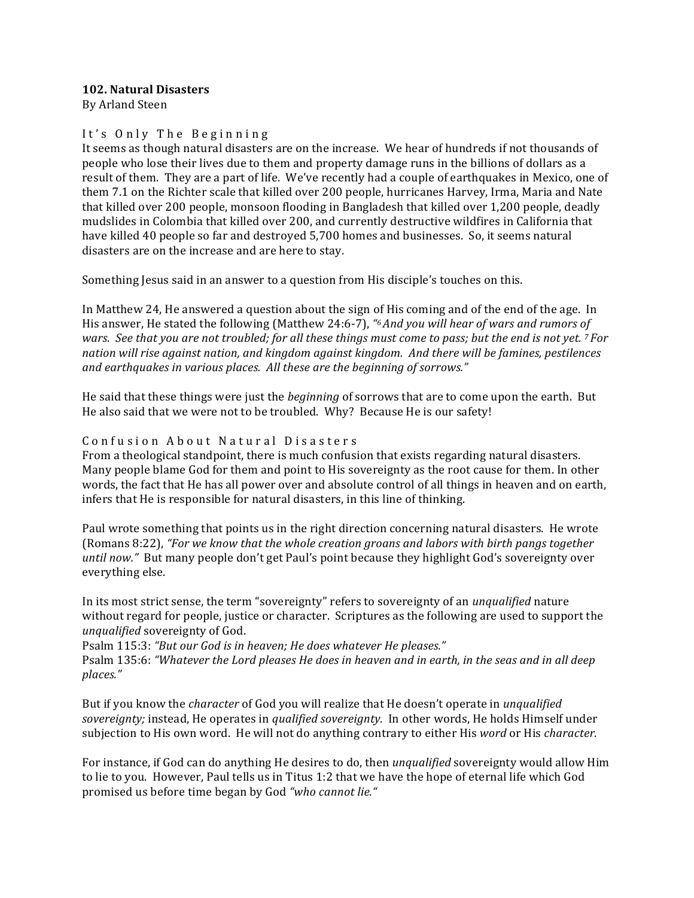# 102. Natural Disasters

By Arland Steen

## It's Only The Beginning

It seems as though natural disasters are on the increase. We hear of hundreds if not thousands of people who lose their lives due to them and property damage runs in the billions of dollars as a result of them. They are a part of life. We've recently had a couple of earthquakes in Mexico, one of them 7.1 on the Richter scale that killed over 200 people, hurricanes Harvey, Irma, Maria and Nate that killed over 200 people, monsoon flooding in Bangladesh that killed over 1,200 people, deadly mudslides in Colombia that killed over 200, and currently destructive wildfires in California that have killed 40 people so far and destroyed 5,700 homes and businesses. So, it seems natural disasters are on the increase and are here to stay.

Something Jesus said in an answer to a question from His disciple's touches on this.

In Matthew 24, He answered a question about the sign of His coming and of the end of the age. In His answer, He stated the following (Matthew 24:6-7), *"6 And you will hear of wars and rumors of wars. See that you are not troubled; for all these things must come to pass; but the end is not yet. 7 For nation will rise against nation, and kingdom against kingdom. And there will be famines, pestilences and earthquakes in various places. All these are the beginning of sorrows."*

He said that these things were just the *beginning* of sorrows that are to come upon the earth. But He also said that we were not to be troubled. Why? Because He is our safety!

## Confusion About Natural Disasters

From a theological standpoint, there is much confusion that exists regarding natural disasters. Many people blame God for them and point to His sovereignty as the root cause for them. In other words, the fact that He has all power over and absolute control of all things in heaven and on earth, infers that He is responsible for natural disasters, in this line of thinking.

Paul wrote something that points us in the right direction concerning natural disasters. He wrote (Romans 8:22), *"For we know that the whole creation groans and labors with birth pangs together until now."* But many people don't get Paul's point because they highlight God's sovereignty over everything else.

In its most strict sense, the term "sovereignty" refers to sovereignty of an *unqualified* nature without regard for people, justice or character. Scriptures as the following are used to support the *unqualified* sovereignty of God.

Psalm 115:3: *"But our God is in heaven; He does whatever He pleases."*

Psalm 135:6: *"Whatever the Lord pleases He does in heaven and in earth, in the seas and in all deep places."*

But if you know the *character* of God you will realize that He doesn't operate in *unqualified sovereignty;* instead, He operates in *qualified sovereignty.* In other words, He holds Himself under subjection to His own word. He will not do anything contrary to either His *word* or His *character.*

For instance, if God can do anything He desires to do, then *unqualified* sovereignty would allow Him to lie to you. However, Paul tells us in Titus 1:2 that we have the hope of eternal life which God promised us before time began by God *"who cannot lie."*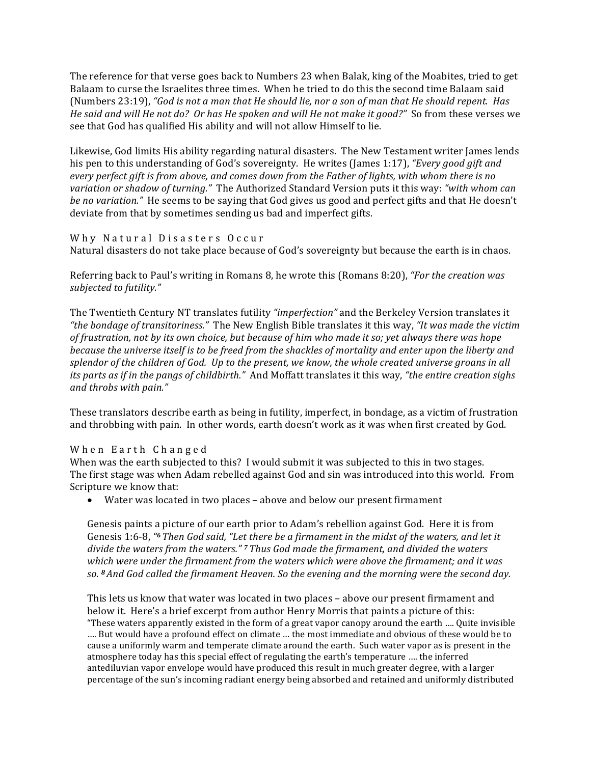The reference for that verse goes back to Numbers 23 when Balak, king of the Moabites, tried to get Balaam to curse the Israelites three times. When he tried to do this the second time Balaam said (Numbers 23:19), *"God is not a man that He should lie, nor a son of man that He should repent. Has He said and will He not do? Or has He spoken and will He not make it good?"* So from these verses we see that God has qualified His ability and will not allow Himself to lie.

Likewise, God limits His ability regarding natural disasters. The New Testament writer James lends his pen to this understanding of God's sovereignty. He writes (James 1:17), *"Every good gift and every perfect gift is from above, and comes down from the Father of lights, with whom there is no variation or shadow of turning."* The Authorized Standard Version puts it this way: *"with whom can be no variation."* He seems to be saying that God gives us good and perfect gifts and that He doesn't deviate from that by sometimes sending us bad and imperfect gifts.

## Why Natural Disasters Occur

Natural disasters do not take place because of God's sovereignty but because the earth is in chaos.

Referring back to Paul's writing in Romans 8, he wrote this (Romans 8:20), *"For the creation was subjected to futility."*

The Twentieth Century NT translates futility *"imperfection"* and the Berkeley Version translates it *"the bondage of transitoriness."* The New English Bible translates it this way, *"It was made the victim of frustration, not by its own choice, but because of him who made it so; yet always there was hope because the universe itself is to be freed from the shackles of mortality and enter upon the liberty and splendor of the children of God. Up to the present, we know, the whole created universe groans in all its parts as if in the pangs of childbirth."* And Moffatt translates it this way, *"the entire creation sighs and throbs with pain."*

These translators describe earth as being in futility, imperfect, in bondage, as a victim of frustration and throbbing with pain. In other words, earth doesn't work as it was when first created by God.

## When Earth Changed

When was the earth subjected to this? I would submit it was subjected to this in two stages. The first stage was when Adam rebelled against God and sin was introduced into this world. From Scripture we know that:

- Water was located in two places – above and below our present firmament

Genesis paints a picture of our earth prior to Adam's rebellion against God. Here it is from Genesis 1:6-8, *"6 Then God said, "Let there be a firmament in the midst of the waters, and let it divide the waters from the waters." 7 Thus God made the firmament, and divided the waters which were under the firmament from the waters which were above the firmament; and it was so. 8 And God called the firmament Heaven. So the evening and the morning were the second day.*

This lets us know that water was located in two places – above our present firmament and below it. Here's a brief excerpt from author Henry Morris that paints a picture of this:

> "These waters apparently existed in the form of a great vapor canopy around the earth …. Quite invisible …. But would have a profound effect on climate … the most immediate and obvious of these would be to cause a uniformly warm and temperate climate around the earth. Such water vapor as is present in the atmosphere today has this special effect of regulating the earth's temperature …. the inferred antediluvian vapor envelope would have produced this result in much greater degree, with a larger percentage of the sun's incoming radiant energy being absorbed and retained and uniformly distributed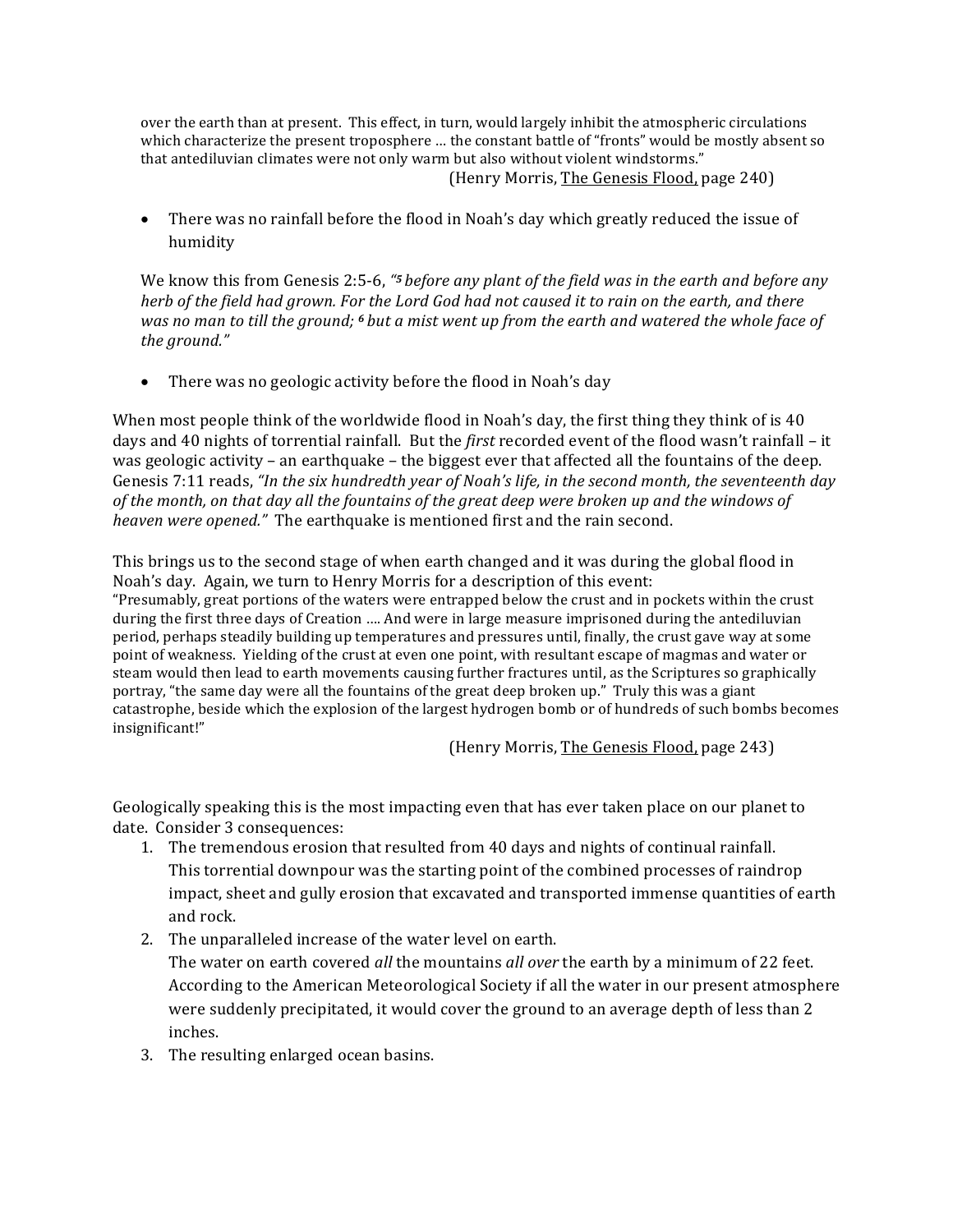over the earth than at present. This effect, in turn, would largely inhibit the atmospheric circulations which characterize the present troposphere … the constant battle of "fronts" would be mostly absent so that antediluvian climates were not only warm but also without violent windstorms."

(Henry Morris, The Genesis Flood, page 240)

- There was no rainfall before the flood in Noah's day which greatly reduced the issue of humidity

We know this from Genesis 2:5-6, *"5 before any plant of the field was in the earth and before any herb of the field had grown. For the Lord God had not caused it to rain on the earth, and there was no man to till the ground; 6 but a mist went up from the earth and watered the whole face of the ground."*

- There was no geologic activity before the flood in Noah's day

When most people think of the worldwide flood in Noah's day, the first thing they think of is 40 days and 40 nights of torrential rainfall. But the *first* recorded event of the flood wasn't rainfall – it was geologic activity – an earthquake – the biggest ever that affected all the fountains of the deep. Genesis 7:11 reads, *"In the six hundredth year of Noah's life, in the second month, the seventeenth day of the month, on that day all the fountains of the great deep were broken up and the windows of heaven were opened."* The earthquake is mentioned first and the rain second.

This brings us to the second stage of when earth changed and it was during the global flood in Noah's day. Again, we turn to Henry Morris for a description of this event:

"Presumably, great portions of the waters were entrapped below the crust and in pockets within the crust during the first three days of Creation …. And were in large measure imprisoned during the antediluvian period, perhaps steadily building up temperatures and pressures until, finally, the crust gave way at some point of weakness. Yielding of the crust at even one point, with resultant escape of magmas and water or steam would then lead to earth movements causing further fractures until, as the Scriptures so graphically portray, "the same day were all the fountains of the great deep broken up." Truly this was a giant catastrophe, beside which the explosion of the largest hydrogen bomb or of hundreds of such bombs becomes insignificant!"

(Henry Morris, The Genesis Flood, page 243)

Geologically speaking this is the most impacting even that has ever taken place on our planet to date. Consider 3 consequences:

1. The tremendous erosion that resulted from 40 days and nights of continual rainfall.
   This torrential downpour was the starting point of the combined processes of raindrop impact, sheet and gully erosion that excavated and transported immense quantities of earth and rock.
2. The unparalleled increase of the water level on earth.
   The water on earth covered *all* the mountains *all over* the earth by a minimum of 22 feet. According to the American Meteorological Society if all the water in our present atmosphere were suddenly precipitated, it would cover the ground to an average depth of less than 2 inches.
3. The resulting enlarged ocean basins.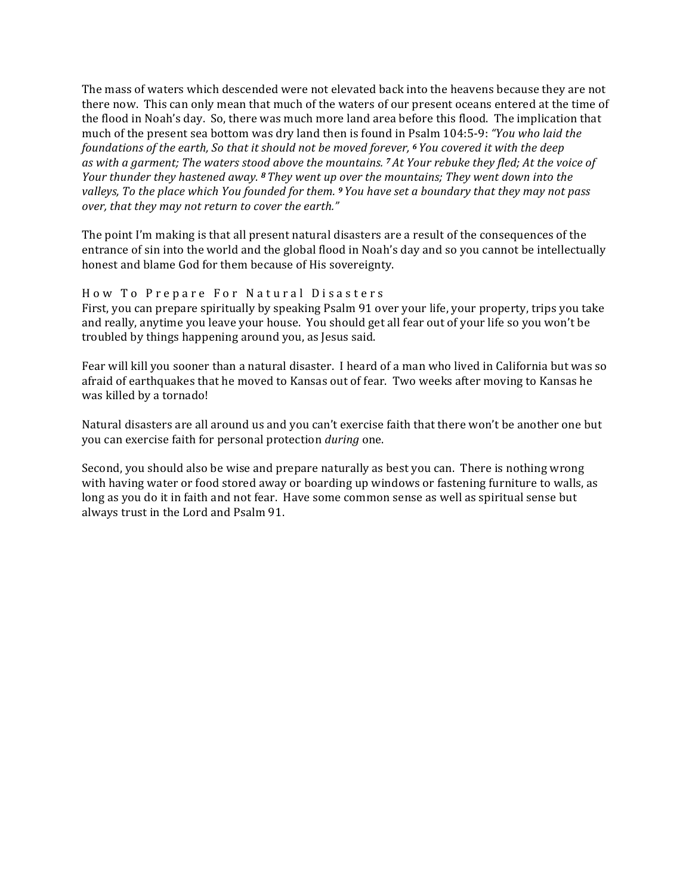The mass of waters which descended were not elevated back into the heavens because they are not there now. This can only mean that much of the waters of our present oceans entered at the time of the flood in Noah's day. So, there was much more land area before this flood. The implication that much of the present sea bottom was dry land then is found in Psalm 104:5-9: *"You who laid the foundations of the earth, So that it should not be moved forever, 6 You covered it with the deep as with a garment; The waters stood above the mountains. 7 At Your rebuke they fled; At the voice of Your thunder they hastened away. 8 They went up over the mountains; They went down into the valleys, To the place which You founded for them. 9 You have set a boundary that they may not pass over, that they may not return to cover the earth."*

The point I'm making is that all present natural disasters are a result of the consequences of the entrance of sin into the world and the global flood in Noah's day and so you cannot be intellectually honest and blame God for them because of His sovereignty.

## How To Prepare For Natural Disasters

First, you can prepare spiritually by speaking Psalm 91 over your life, your property, trips you take and really, anytime you leave your house. You should get all fear out of your life so you won't be troubled by things happening around you, as Jesus said.

Fear will kill you sooner than a natural disaster. I heard of a man who lived in California but was so afraid of earthquakes that he moved to Kansas out of fear. Two weeks after moving to Kansas he was killed by a tornado!

Natural disasters are all around us and you can't exercise faith that there won't be another one but you can exercise faith for personal protection *during* one.

Second, you should also be wise and prepare naturally as best you can. There is nothing wrong with having water or food stored away or boarding up windows or fastening furniture to walls, as long as you do it in faith and not fear. Have some common sense as well as spiritual sense but always trust in the Lord and Psalm 91.